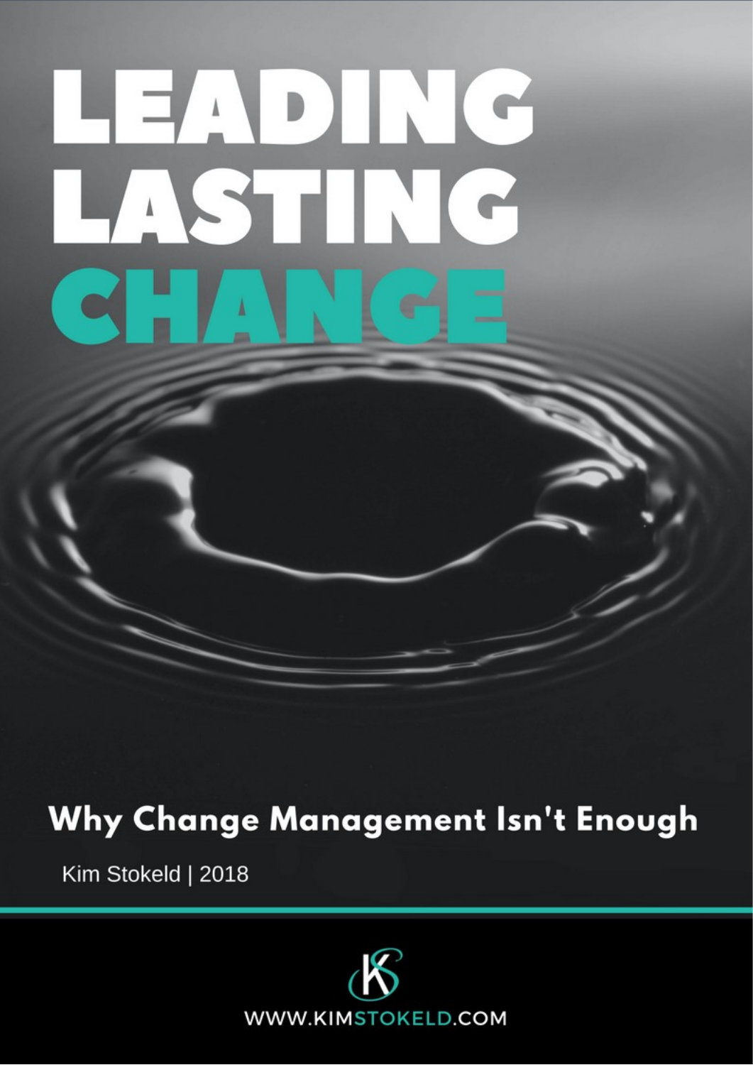# LEADING LASTING CHANGE

## Why Change Management Isn't Enough

Kim Stokeld | 2018

WWW.KIMSTOKELD.COM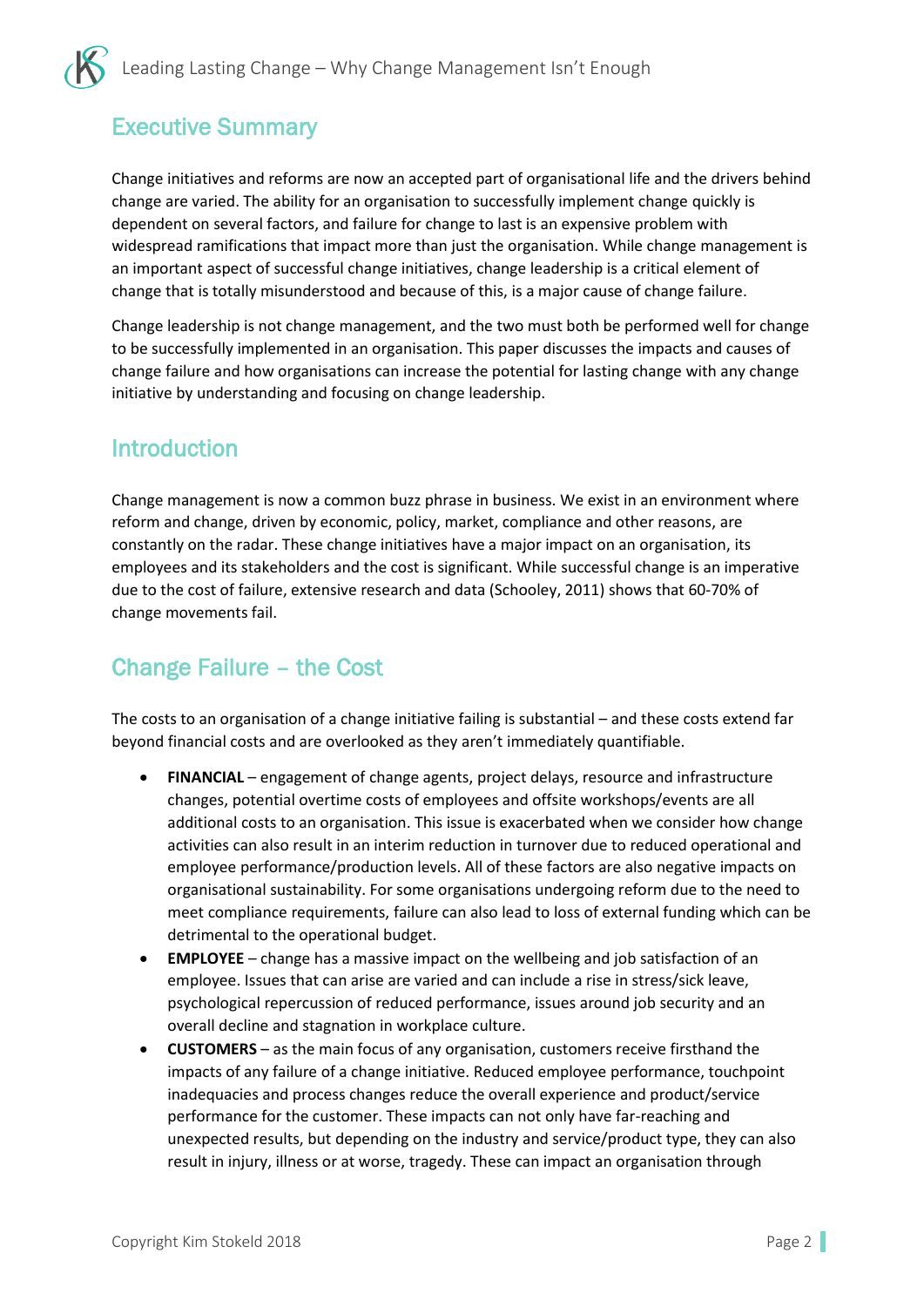## Executive Summary

Change initiatives and reforms are now an accepted part of organisational life and the drivers behind change are varied. The ability for an organisation to successfully implement change quickly is dependent on several factors, and failure for change to last is an expensive problem with widespread ramifications that impact more than just the organisation. While change management is an important aspect of successful change initiatives, change leadership is a critical element of change that is totally misunderstood and because of this, is a major cause of change failure.

Change leadership is not change management, and the two must both be performed well for change to be successfully implemented in an organisation. This paper discusses the impacts and causes of change failure and how organisations can increase the potential for lasting change with any change initiative by understanding and focusing on change leadership.

## Introduction

Change management is now a common buzz phrase in business. We exist in an environment where reform and change, driven by economic, policy, market, compliance and other reasons, are constantly on the radar. These change initiatives have a major impact on an organisation, its employees and its stakeholders and the cost is significant. While successful change is an imperative due to the cost of failure, extensive research and data (Schooley, 2011) shows that 60-70% of change movements fail.

## Change Failure – the Cost

The costs to an organisation of a change initiative failing is substantial – and these costs extend far beyond financial costs and are overlooked as they aren't immediately quantifiable.

- **FINANCIAL** – engagement of change agents, project delays, resource and infrastructure changes, potential overtime costs of employees and offsite workshops/events are all additional costs to an organisation. This issue is exacerbated when we consider how change activities can also result in an interim reduction in turnover due to reduced operational and employee performance/production levels. All of these factors are also negative impacts on organisational sustainability. For some organisations undergoing reform due to the need to meet compliance requirements, failure can also lead to loss of external funding which can be detrimental to the operational budget.
- **EMPLOYEE** – change has a massive impact on the wellbeing and job satisfaction of an employee. Issues that can arise are varied and can include a rise in stress/sick leave, psychological repercussion of reduced performance, issues around job security and an overall decline and stagnation in workplace culture.
- **CUSTOMERS** – as the main focus of any organisation, customers receive firsthand the impacts of any failure of a change initiative. Reduced employee performance, touchpoint inadequacies and process changes reduce the overall experience and product/service performance for the customer. These impacts can not only have far-reaching and unexpected results, but depending on the industry and service/product type, they can also result in injury, illness or at worse, tragedy. These can impact an organisation through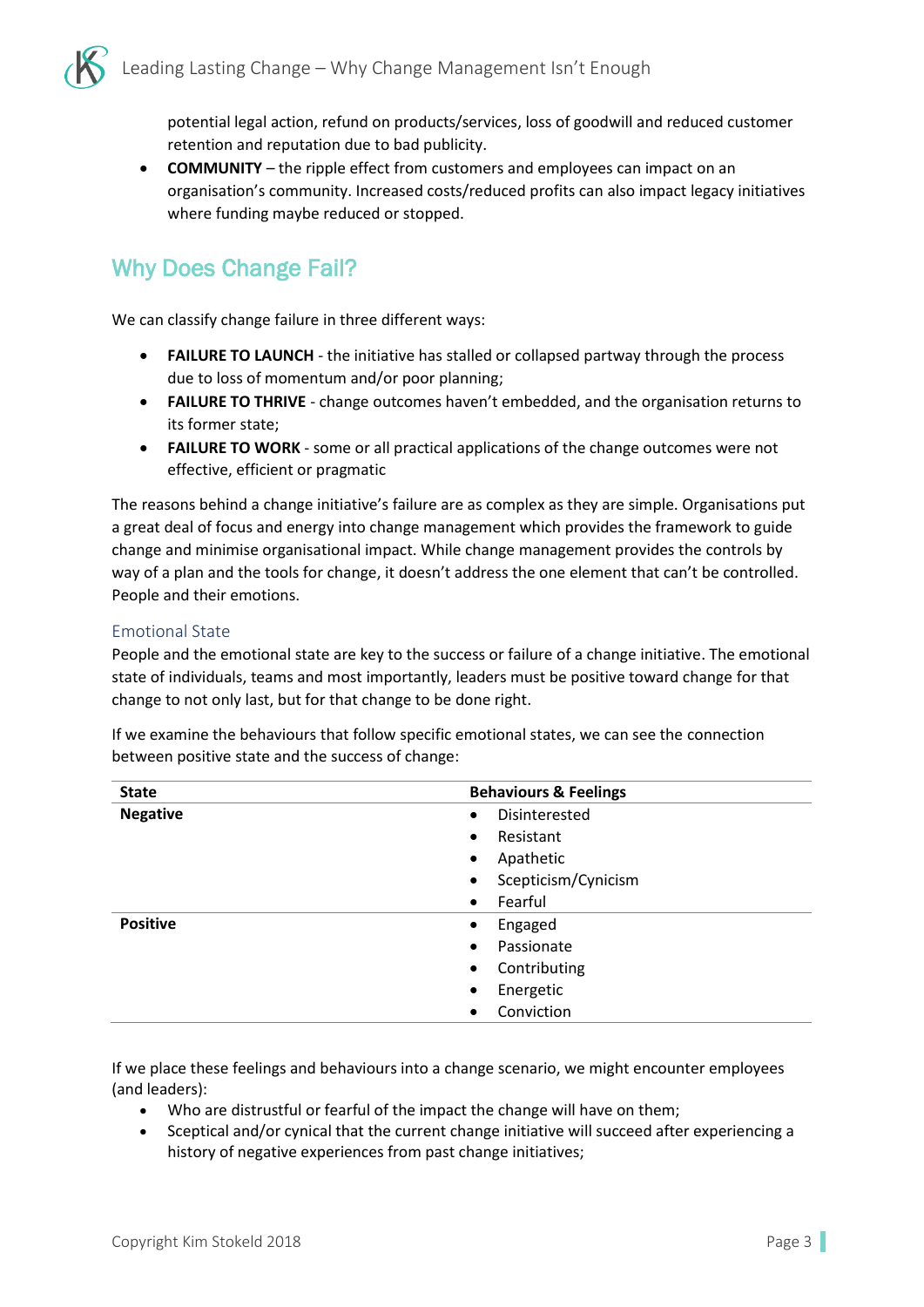potential legal action, refund on products/services, loss of goodwill and reduced customer retention and reputation due to bad publicity.

- **COMMUNITY** – the ripple effect from customers and employees can impact on an organisation's community. Increased costs/reduced profits can also impact legacy initiatives where funding maybe reduced or stopped.

## Why Does Change Fail?

We can classify change failure in three different ways:

- **FAILURE TO LAUNCH** - the initiative has stalled or collapsed partway through the process due to loss of momentum and/or poor planning;
- **FAILURE TO THRIVE** - change outcomes haven't embedded, and the organisation returns to its former state;
- **FAILURE TO WORK** - some or all practical applications of the change outcomes were not effective, efficient or pragmatic

The reasons behind a change initiative's failure are as complex as they are simple. Organisations put a great deal of focus and energy into change management which provides the framework to guide change and minimise organisational impact. While change management provides the controls by way of a plan and the tools for change, it doesn't address the one element that can't be controlled. People and their emotions.

### Emotional State

People and the emotional state are key to the success or failure of a change initiative. The emotional state of individuals, teams and most importantly, leaders must be positive toward change for that change to not only last, but for that change to be done right.

If we examine the behaviours that follow specific emotional states, we can see the connection between positive state and the success of change:

| State | Behaviours & Feelings |
|---|---|
| **Negative** | • Disinterested<br>• Resistant<br>• Apathetic<br>• Scepticism/Cynicism<br>• Fearful |
| **Positive** | • Engaged<br>• Passionate<br>• Contributing<br>• Energetic<br>• Conviction |

If we place these feelings and behaviours into a change scenario, we might encounter employees (and leaders):

- Who are distrustful or fearful of the impact the change will have on them;
- Sceptical and/or cynical that the current change initiative will succeed after experiencing a history of negative experiences from past change initiatives;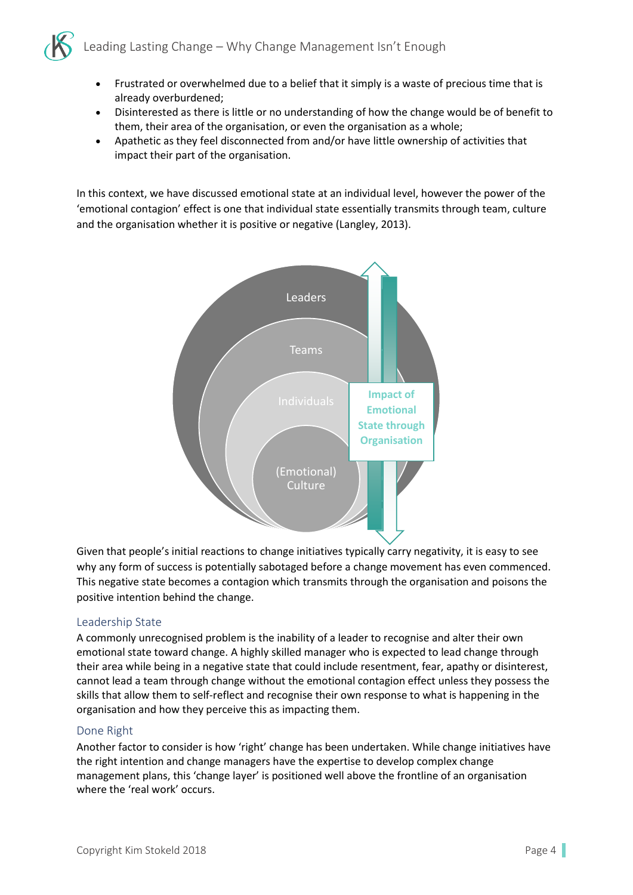- Frustrated or overwhelmed due to a belief that it simply is a waste of precious time that is already overburdened;
- Disinterested as there is little or no understanding of how the change would be of benefit to them, their area of the organisation, or even the organisation as a whole;
- Apathetic as they feel disconnected from and/or have little ownership of activities that impact their part of the organisation.

In this context, we have discussed emotional state at an individual level, however the power of the 'emotional contagion' effect is one that individual state essentially transmits through team, culture and the organisation whether it is positive or negative (Langley, 2013).

Leaders
Teams
Individuals
(Emotional) Culture
Impact of Emotional State through Organisation

Given that people's initial reactions to change initiatives typically carry negativity, it is easy to see why any form of success is potentially sabotaged before a change movement has even commenced. This negative state becomes a contagion which transmits through the organisation and poisons the positive intention behind the change.

## Leadership State

A commonly unrecognised problem is the inability of a leader to recognise and alter their own emotional state toward change. A highly skilled manager who is expected to lead change through their area while being in a negative state that could include resentment, fear, apathy or disinterest, cannot lead a team through change without the emotional contagion effect unless they possess the skills that allow them to self-reflect and recognise their own response to what is happening in the organisation and how they perceive this as impacting them.

## Done Right

Another factor to consider is how 'right' change has been undertaken. While change initiatives have the right intention and change managers have the expertise to develop complex change management plans, this 'change layer' is positioned well above the frontline of an organisation where the 'real work' occurs.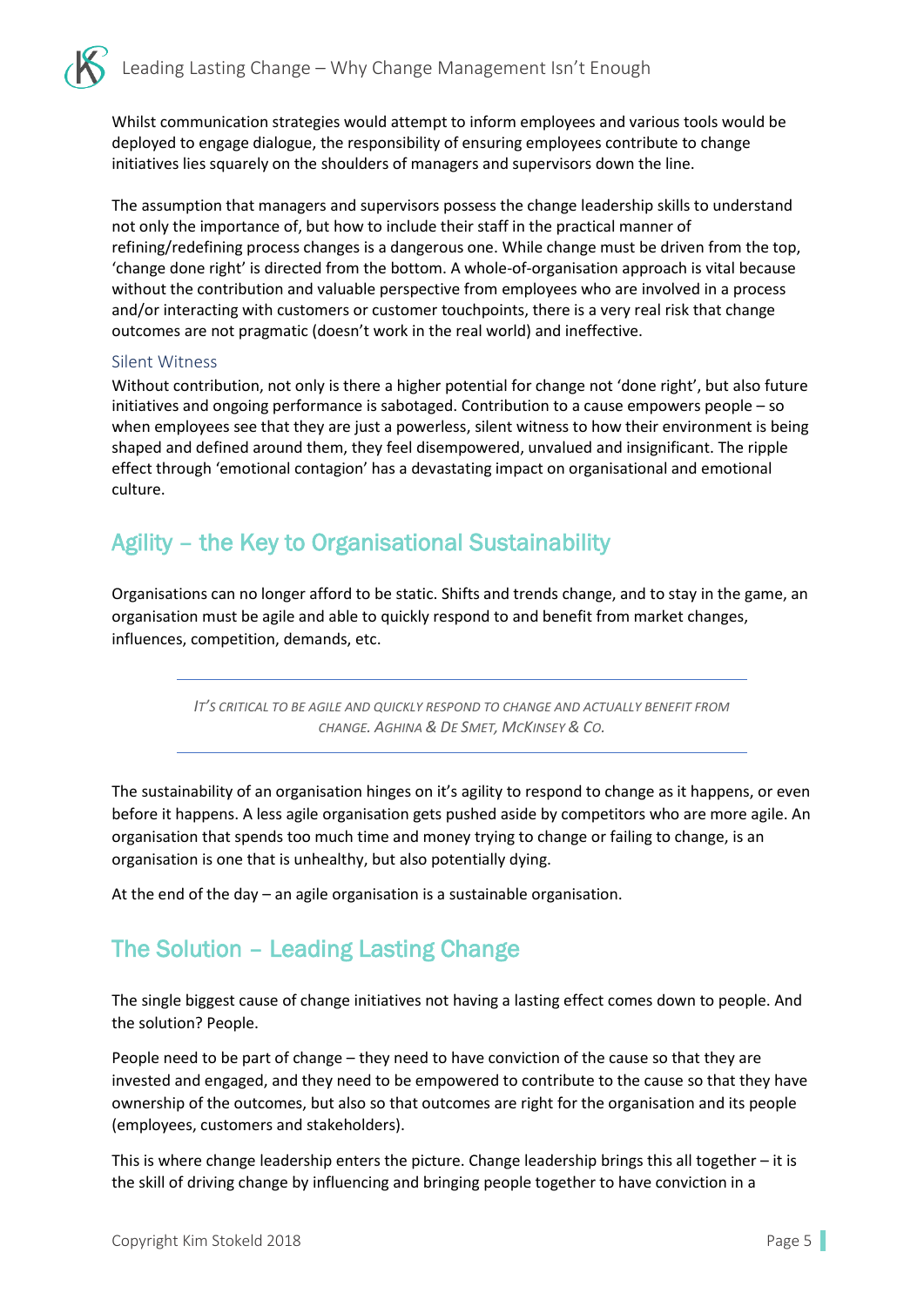Whilst communication strategies would attempt to inform employees and various tools would be deployed to engage dialogue, the responsibility of ensuring employees contribute to change initiatives lies squarely on the shoulders of managers and supervisors down the line.

The assumption that managers and supervisors possess the change leadership skills to understand not only the importance of, but how to include their staff in the practical manner of refining/redefining process changes is a dangerous one. While change must be driven from the top, 'change done right' is directed from the bottom. A whole-of-organisation approach is vital because without the contribution and valuable perspective from employees who are involved in a process and/or interacting with customers or customer touchpoints, there is a very real risk that change outcomes are not pragmatic (doesn't work in the real world) and ineffective.

### Silent Witness

Without contribution, not only is there a higher potential for change not 'done right', but also future initiatives and ongoing performance is sabotaged. Contribution to a cause empowers people – so when employees see that they are just a powerless, silent witness to how their environment is being shaped and defined around them, they feel disempowered, unvalued and insignificant. The ripple effect through 'emotional contagion' has a devastating impact on organisational and emotional culture.

## Agility – the Key to Organisational Sustainability

Organisations can no longer afford to be static. Shifts and trends change, and to stay in the game, an organisation must be agile and able to quickly respond to and benefit from market changes, influences, competition, demands, etc.

> *It's critical to be agile and quickly respond to change and actually benefit from change. Aghina & De Smet, McKinsey & Co.*

The sustainability of an organisation hinges on it's agility to respond to change as it happens, or even before it happens. A less agile organisation gets pushed aside by competitors who are more agile. An organisation that spends too much time and money trying to change or failing to change, is an organisation is one that is unhealthy, but also potentially dying.

At the end of the day – an agile organisation is a sustainable organisation.

## The Solution – Leading Lasting Change

The single biggest cause of change initiatives not having a lasting effect comes down to people. And the solution? People.

People need to be part of change – they need to have conviction of the cause so that they are invested and engaged, and they need to be empowered to contribute to the cause so that they have ownership of the outcomes, but also so that outcomes are right for the organisation and its people (employees, customers and stakeholders).

This is where change leadership enters the picture. Change leadership brings this all together – it is the skill of driving change by influencing and bringing people together to have conviction in a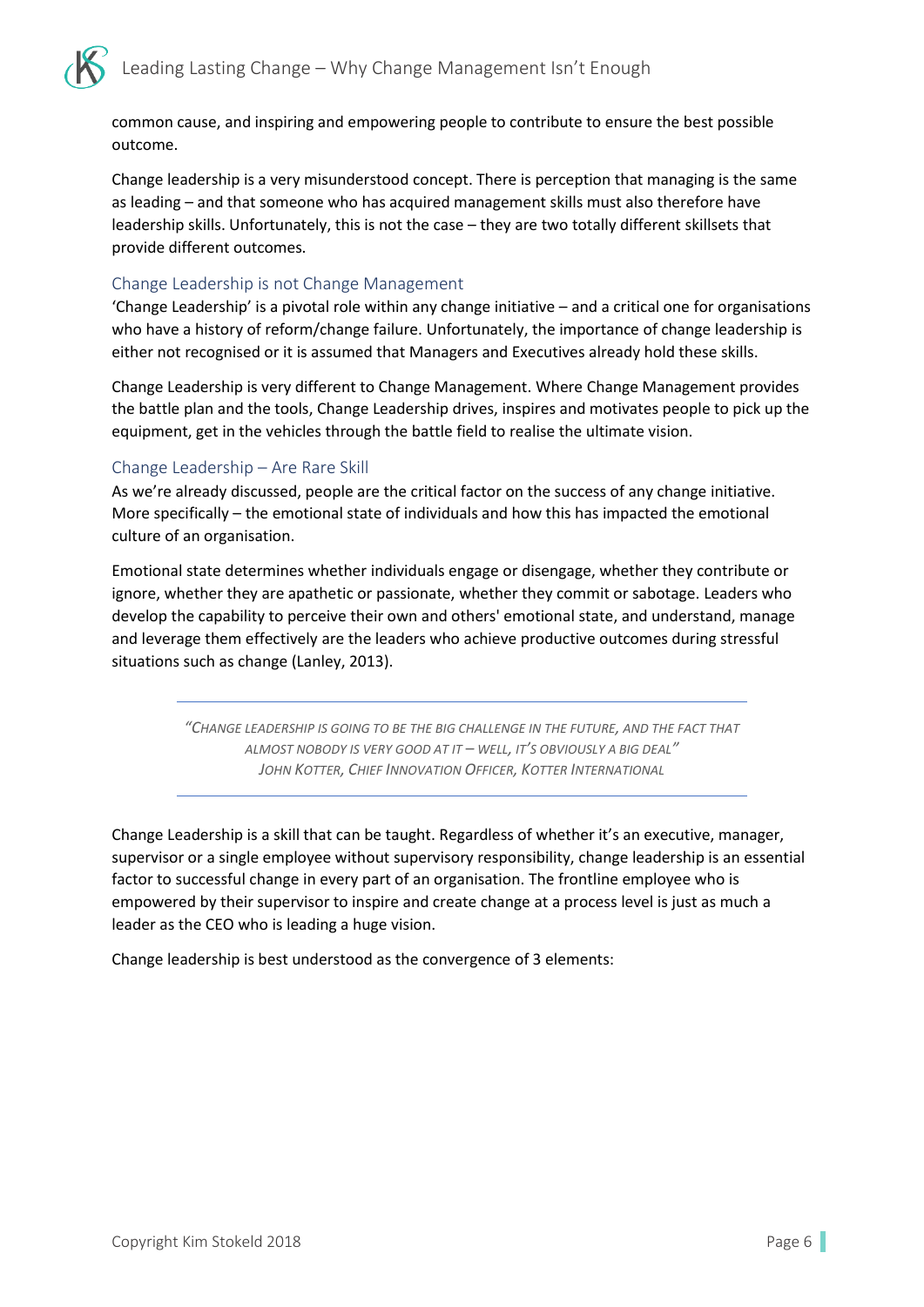common cause, and inspiring and empowering people to contribute to ensure the best possible outcome.

Change leadership is a very misunderstood concept. There is perception that managing is the same as leading – and that someone who has acquired management skills must also therefore have leadership skills. Unfortunately, this is not the case – they are two totally different skillsets that provide different outcomes.

## Change Leadership is not Change Management

'Change Leadership' is a pivotal role within any change initiative – and a critical one for organisations who have a history of reform/change failure. Unfortunately, the importance of change leadership is either not recognised or it is assumed that Managers and Executives already hold these skills.

Change Leadership is very different to Change Management. Where Change Management provides the battle plan and the tools, Change Leadership drives, inspires and motivates people to pick up the equipment, get in the vehicles through the battle field to realise the ultimate vision.

## Change Leadership – Are Rare Skill

As we're already discussed, people are the critical factor on the success of any change initiative. More specifically – the emotional state of individuals and how this has impacted the emotional culture of an organisation.

Emotional state determines whether individuals engage or disengage, whether they contribute or ignore, whether they are apathetic or passionate, whether they commit or sabotage. Leaders who develop the capability to perceive their own and others' emotional state, and understand, manage and leverage them effectively are the leaders who achieve productive outcomes during stressful situations such as change (Lanley, 2013).

---

> *"Change leadership is going to be the big challenge in the future, and the fact that almost nobody is very good at it – well, it's obviously a big deal"*
> *John Kotter, Chief Innovation Officer, Kotter International*

---

Change Leadership is a skill that can be taught. Regardless of whether it's an executive, manager, supervisor or a single employee without supervisory responsibility, change leadership is an essential factor to successful change in every part of an organisation. The frontline employee who is empowered by their supervisor to inspire and create change at a process level is just as much a leader as the CEO who is leading a huge vision.

Change leadership is best understood as the convergence of 3 elements: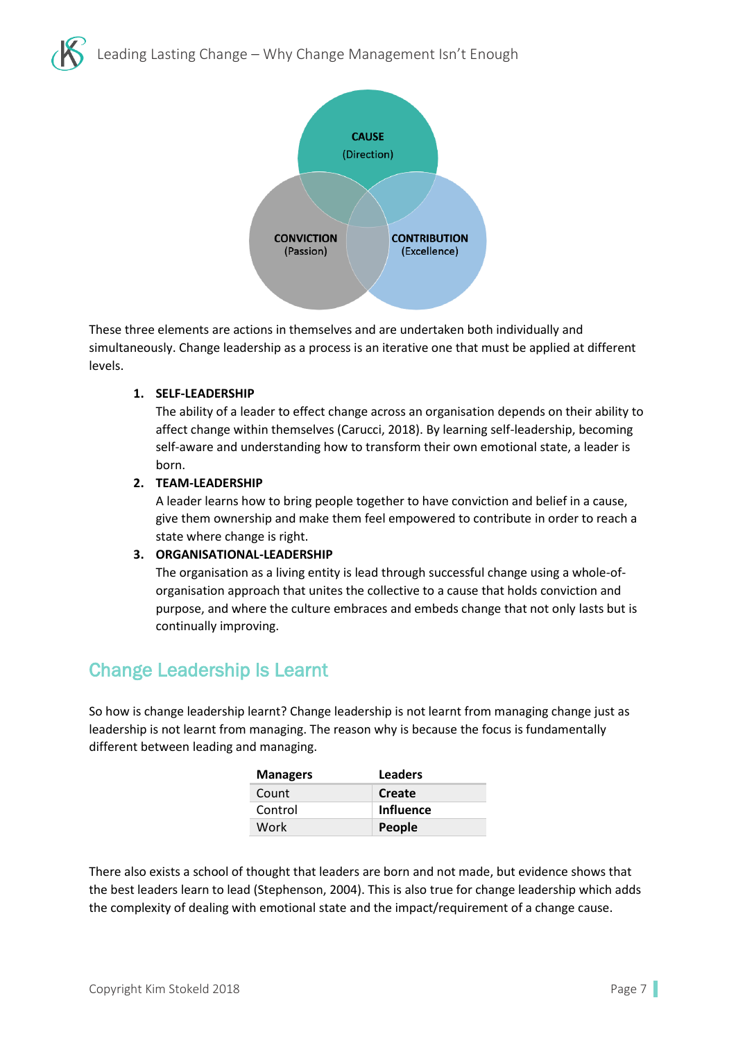CAUSE
(Direction)

CONVICTION
(Passion)

CONTRIBUTION
(Excellence)

These three elements are actions in themselves and are undertaken both individually and simultaneously. Change leadership as a process is an iterative one that must be applied at different levels.

1. **SELF-LEADERSHIP**
   The ability of a leader to effect change across an organisation depends on their ability to affect change within themselves (Carucci, 2018). By learning self-leadership, becoming self-aware and understanding how to transform their own emotional state, a leader is born.
2. **TEAM-LEADERSHIP**
   A leader learns how to bring people together to have conviction and belief in a cause, give them ownership and make them feel empowered to contribute in order to reach a state where change is right.
3. **ORGANISATIONAL-LEADERSHIP**
   The organisation as a living entity is lead through successful change using a whole-of-organisation approach that unites the collective to a cause that holds conviction and purpose, and where the culture embraces and embeds change that not only lasts but is continually improving.

## Change Leadership Is Learnt

So how is change leadership learnt? Change leadership is not learnt from managing change just as leadership is not learnt from managing. The reason why is because the focus is fundamentally different between leading and managing.

| Managers | Leaders |
|---|---|
| Count | **Create** |
| Control | **Influence** |
| Work | **People** |

There also exists a school of thought that leaders are born and not made, but evidence shows that the best leaders learn to lead (Stephenson, 2004). This is also true for change leadership which adds the complexity of dealing with emotional state and the impact/requirement of a change cause.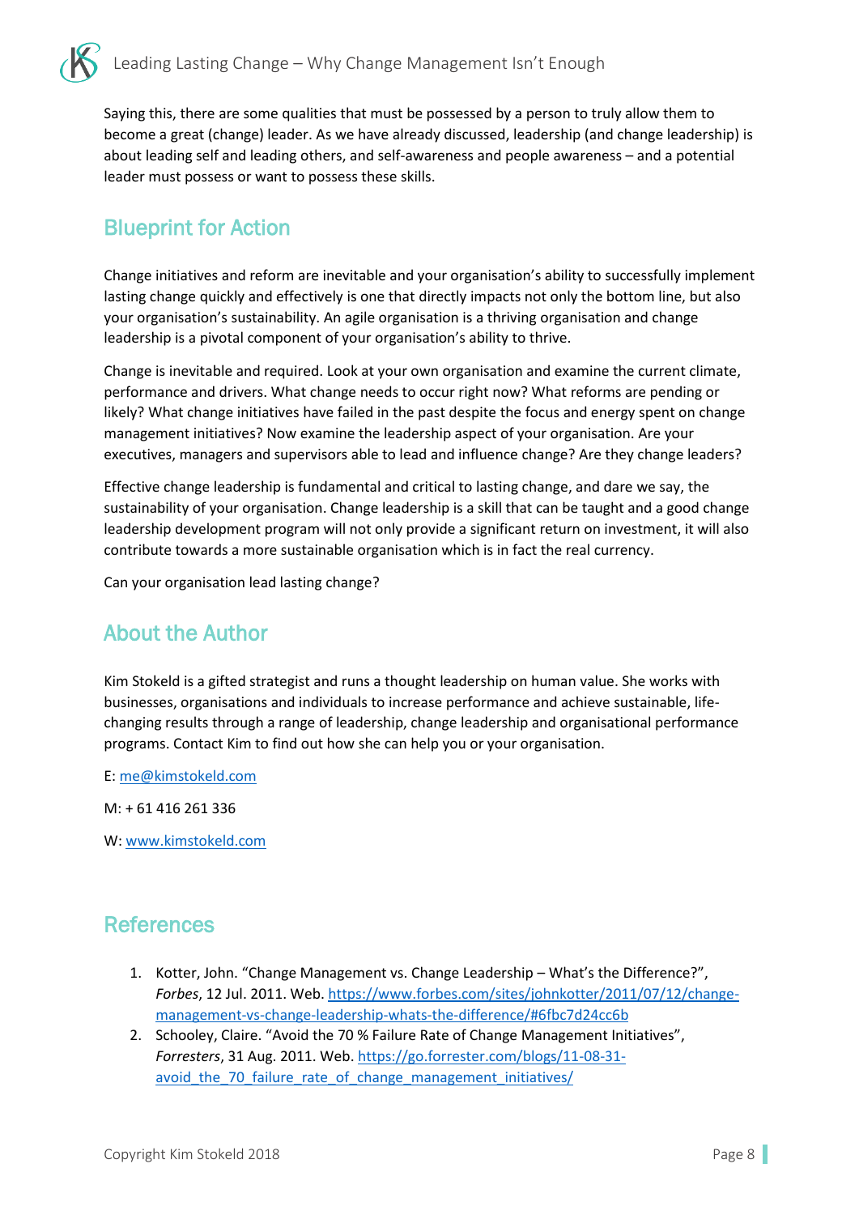Saying this, there are some qualities that must be possessed by a person to truly allow them to become a great (change) leader. As we have already discussed, leadership (and change leadership) is about leading self and leading others, and self-awareness and people awareness – and a potential leader must possess or want to possess these skills.

## Blueprint for Action

Change initiatives and reform are inevitable and your organisation's ability to successfully implement lasting change quickly and effectively is one that directly impacts not only the bottom line, but also your organisation's sustainability. An agile organisation is a thriving organisation and change leadership is a pivotal component of your organisation's ability to thrive.

Change is inevitable and required. Look at your own organisation and examine the current climate, performance and drivers. What change needs to occur right now? What reforms are pending or likely? What change initiatives have failed in the past despite the focus and energy spent on change management initiatives? Now examine the leadership aspect of your organisation. Are your executives, managers and supervisors able to lead and influence change? Are they change leaders?

Effective change leadership is fundamental and critical to lasting change, and dare we say, the sustainability of your organisation. Change leadership is a skill that can be taught and a good change leadership development program will not only provide a significant return on investment, it will also contribute towards a more sustainable organisation which is in fact the real currency.

Can your organisation lead lasting change?

## About the Author

Kim Stokeld is a gifted strategist and runs a thought leadership on human value. She works with businesses, organisations and individuals to increase performance and achieve sustainable, life-changing results through a range of leadership, change leadership and organisational performance programs. Contact Kim to find out how she can help you or your organisation.

E: me@kimstokeld.com

M: + 61 416 261 336

W: www.kimstokeld.com

## References

1. Kotter, John. "Change Management vs. Change Leadership – What's the Difference?", *Forbes*, 12 Jul. 2011. Web. https://www.forbes.com/sites/johnkotter/2011/07/12/change-management-vs-change-leadership-whats-the-difference/#6fbc7d24cc6b
2. Schooley, Claire. "Avoid the 70 % Failure Rate of Change Management Initiatives", *Forresters*, 31 Aug. 2011. Web. https://go.forrester.com/blogs/11-08-31-avoid_the_70_failure_rate_of_change_management_initiatives/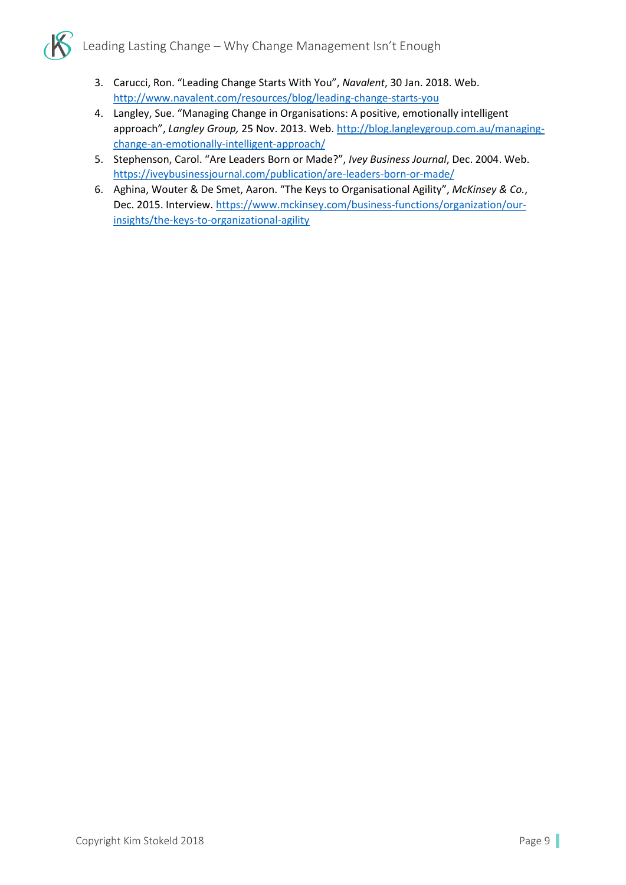3. Carucci, Ron. "Leading Change Starts With You", *Navalent*, 30 Jan. 2018. Web. http://www.navalent.com/resources/blog/leading-change-starts-you
4. Langley, Sue. "Managing Change in Organisations: A positive, emotionally intelligent approach", *Langley Group,* 25 Nov. 2013. Web. http://blog.langleygroup.com.au/managing-change-an-emotionally-intelligent-approach/
5. Stephenson, Carol. "Are Leaders Born or Made?", *Ivey Business Journal*, Dec. 2004. Web. https://iveybusinessjournal.com/publication/are-leaders-born-or-made/
6. Aghina, Wouter & De Smet, Aaron. "The Keys to Organisational Agility", *McKinsey & Co.*, Dec. 2015. Interview. https://www.mckinsey.com/business-functions/organization/our-insights/the-keys-to-organizational-agility